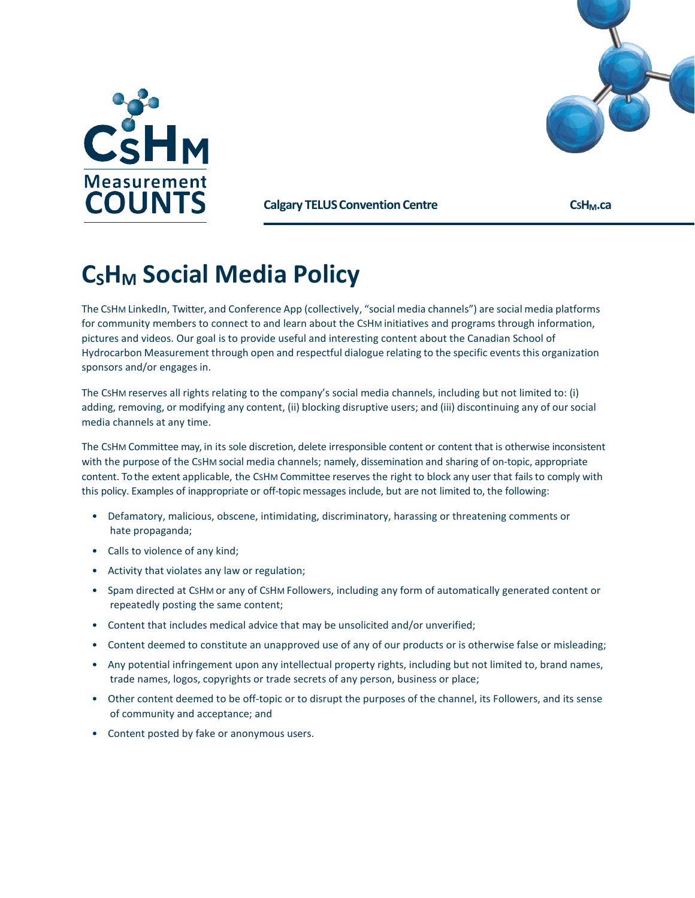**Calgary TELUS Convention Centre** **CsHM.ca**

# CSHM Social Media Policy

The CSHM LinkedIn, Twitter, and Conference App (collectively, "social media channels") are social media platforms for community members to connect to and learn about the CSHM initiatives and programs through information, pictures and videos. Our goal is to provide useful and interesting content about the Canadian School of Hydrocarbon Measurement through open and respectful dialogue relating to the specific events this organization sponsors and/or engages in.

The CSHM reserves all rights relating to the company's social media channels, including but not limited to: (i) adding, removing, or modifying any content, (ii) blocking disruptive users; and (iii) discontinuing any of our social media channels at any time.

The CSHM Committee may, in its sole discretion, delete irresponsible content or content that is otherwise inconsistent with the purpose of the CSHM social media channels; namely, dissemination and sharing of on-topic, appropriate content. To the extent applicable, the CSHM Committee reserves the right to block any user that fails to comply with this policy. Examples of inappropriate or off-topic messages include, but are not limited to, the following:

- Defamatory, malicious, obscene, intimidating, discriminatory, harassing or threatening comments or hate propaganda;
- Calls to violence of any kind;
- Activity that violates any law or regulation;
- Spam directed at CSHM or any of CSHM Followers, including any form of automatically generated content or repeatedly posting the same content;
- Content that includes medical advice that may be unsolicited and/or unverified;
- Content deemed to constitute an unapproved use of any of our products or is otherwise false or misleading;
- Any potential infringement upon any intellectual property rights, including but not limited to, brand names, trade names, logos, copyrights or trade secrets of any person, business or place;
- Other content deemed to be off-topic or to disrupt the purposes of the channel, its Followers, and its sense of community and acceptance; and
- Content posted by fake or anonymous users.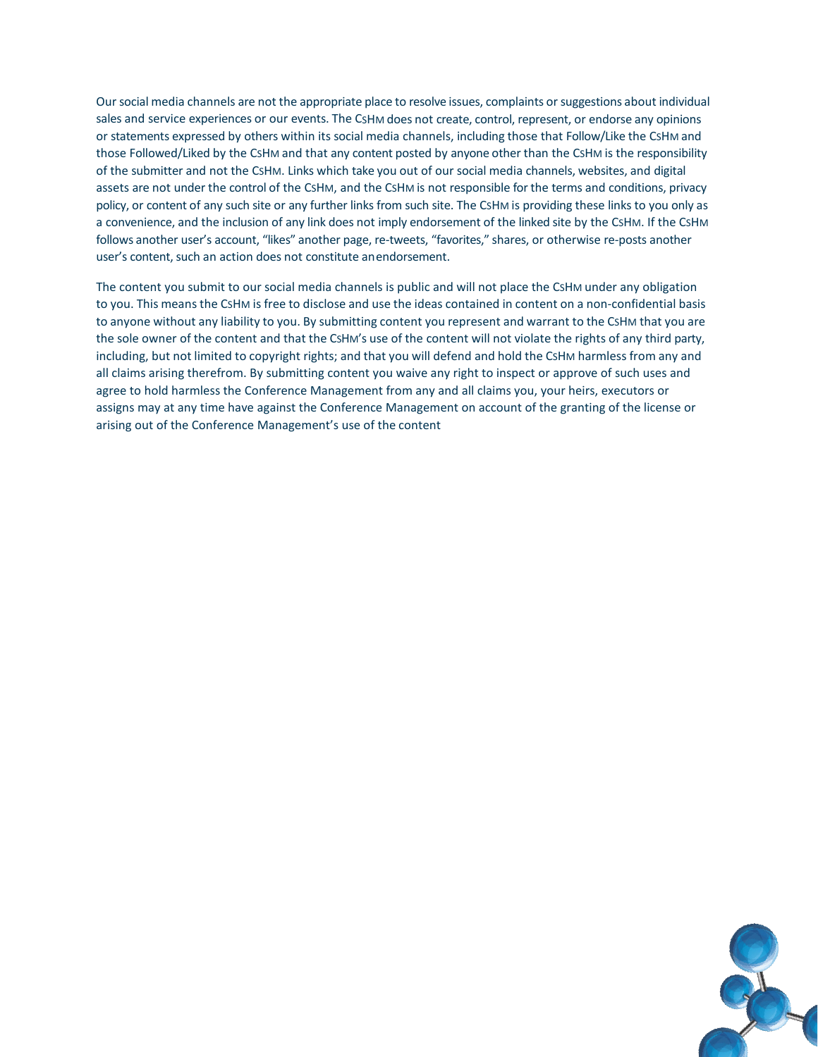Our social media channels are not the appropriate place to resolve issues, complaints or suggestions about individual sales and service experiences or our events. The CSHM does not create, control, represent, or endorse any opinions or statements expressed by others within its social media channels, including those that Follow/Like the CSHM and those Followed/Liked by the CSHM and that any content posted by anyone other than the CSHM is the responsibility of the submitter and not the CSHM. Links which take you out of our social media channels, websites, and digital assets are not under the control of the CSHM, and the CSHM is not responsible for the terms and conditions, privacy policy, or content of any such site or any further links from such site. The CSHM is providing these links to you only as a convenience, and the inclusion of any link does not imply endorsement of the linked site by the CSHM. If the CSHM follows another user's account, "likes" another page, re-tweets, "favorites," shares, or otherwise re-posts another user's content, such an action does not constitute an endorsement.

The content you submit to our social media channels is public and will not place the CSHM under any obligation to you. This means the CSHM is free to disclose and use the ideas contained in content on a non-confidential basis to anyone without any liability to you. By submitting content you represent and warrant to the CSHM that you are the sole owner of the content and that the CSHM's use of the content will not violate the rights of any third party, including, but not limited to copyright rights; and that you will defend and hold the CSHM harmless from any and all claims arising therefrom. By submitting content you waive any right to inspect or approve of such uses and agree to hold harmless the Conference Management from any and all claims you, your heirs, executors or assigns may at any time have against the Conference Management on account of the granting of the license or arising out of the Conference Management's use of the content